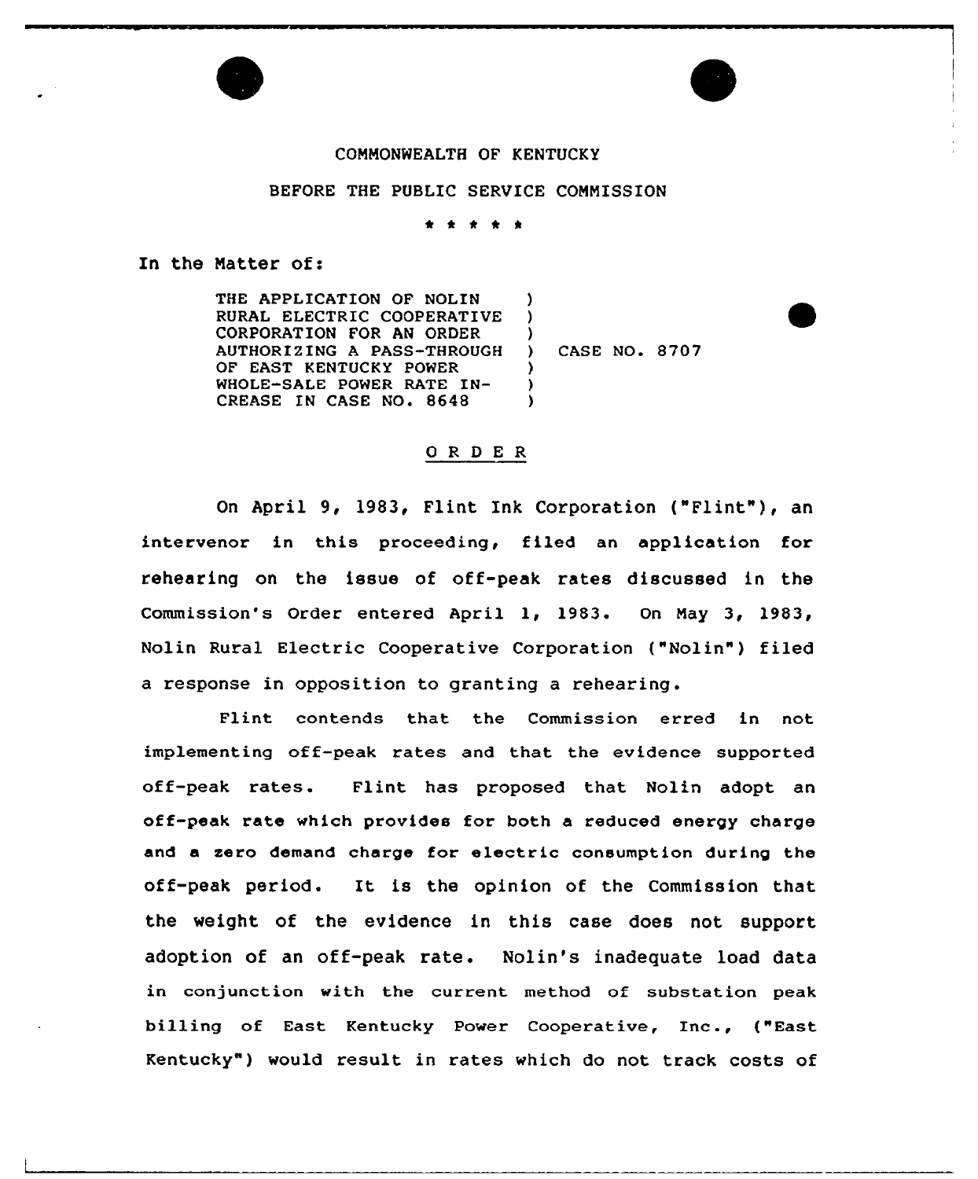COMMONWEALTH OF KENTUCKY

BEFORE THE PUBLIC SERVICE COMMISSION

\* \* \* \* \*

In the Matter of:

THE APPLICATION OF NOLIN RURAL ELECTRIC COOPERATIVE CORPORATION FOR AN ORDER AUTHORIZING A PASS-THROUGH OF EAST KENTUCKY POWER WHOLE-SALE POWER RATE INCREASE IN CASE NO. 8648 ) CASE NO. 8707

## O R D E R

On April 9, 1983, Flint Ink Corporation ("Flint"), an intervenor in this proceeding, filed an application for rehearing on the issue of off-peak rates discussed in the Commission's Order entered April 1, 1983. On May 3, 1983, Nolin Rural Electric Cooperative Corporation ("Nolin") filed a response in opposition to granting a rehearing.

Flint contends that the Commission erred in not implementing off-peak rates and that the evidence supported off-peak rates. Flint has proposed that Nolin adopt an off-peak rate which provides for both a reduced energy charge and a zero demand charge for electric consumption during the off-peak period. It is the opinion of the Commission that the weight of the evidence in this case does not support adoption of an off-peak rate. Nolin's inadequate load data in conjunction with the current method of substation peak billing of East Kentucky Power Cooperative, Inc., ("East Kentucky") would result in rates which do not track costs of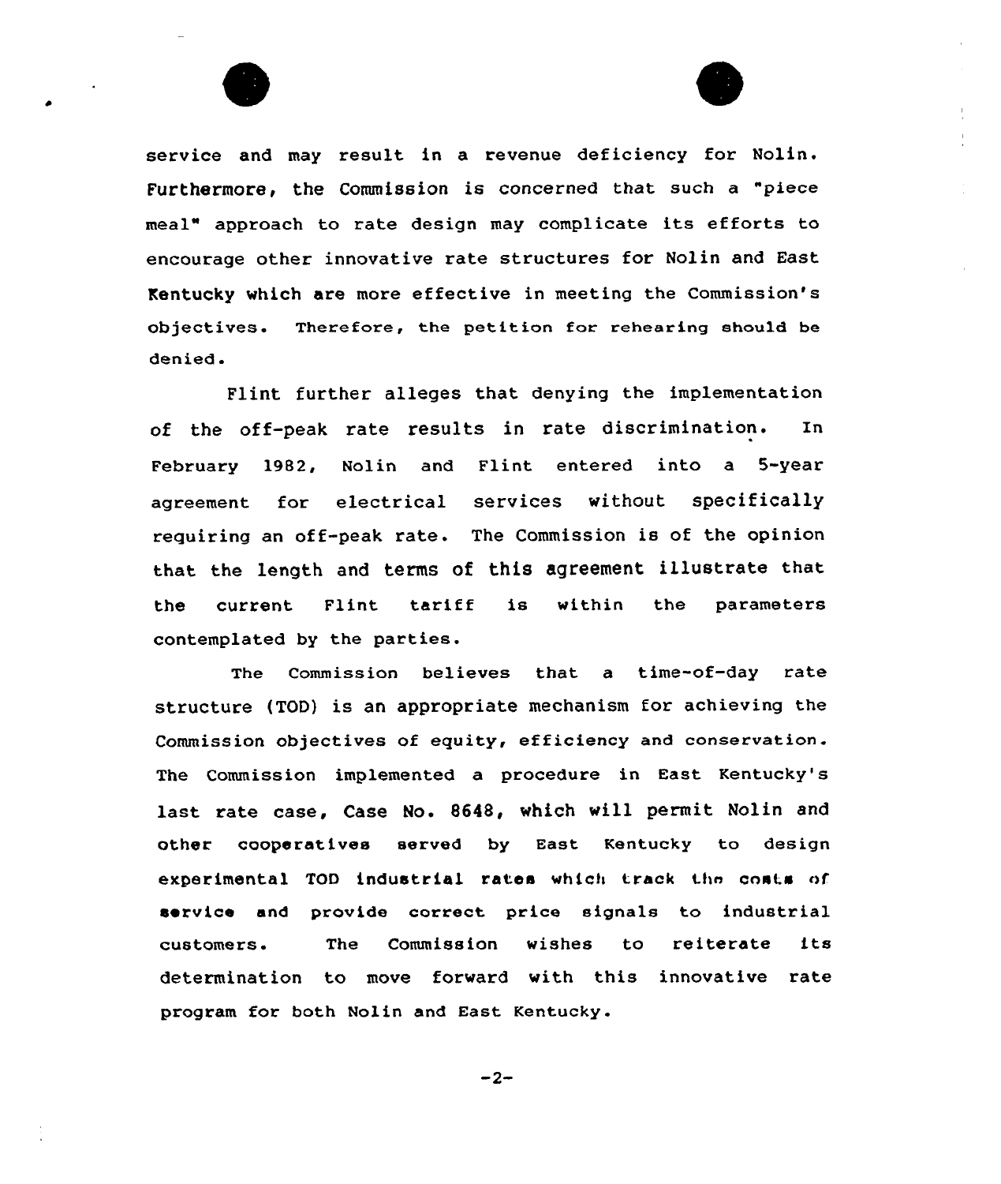service and may result in a revenue deficiency for Nolin. Furthermore, the Commission is concerned that such a "piece meal" approach to rate design may complicate its efforts to encourage other innovative rate structures for Nolin and East Kentucky which are more effective in meeting the Commission's objectives. Therefore, the petition for rehearing should be denied.

Flint further alleges that denying the implementation of the off-peak rate results in rate discrimination. In February 1982, Nolin and Flint entered into a 5-year agreement for electrical services without specifically requiring an off-peak rate. The Commission is of the opinion that the length and terms of this agreement illustrate that the current Flint tariff is within the parameters contemplated by the parties.

The Commission believes that a time-of-day rate structure (TOD) is an appropriate mechanism for achieving the Commission objectives of equity, efficiency and conservation. The Commission implemented a procedure in East Kentucky's last rate case, Case No. 8648, which will permit Nolin and other cooperatives served by East Kentucky to design experimental TOD industrial rates which track the costs of service and provide correct price signals to industrial customers. The Commission wishes to reiterate its determination to move forward with this innovative rate program for both Nolin and East Kentucky.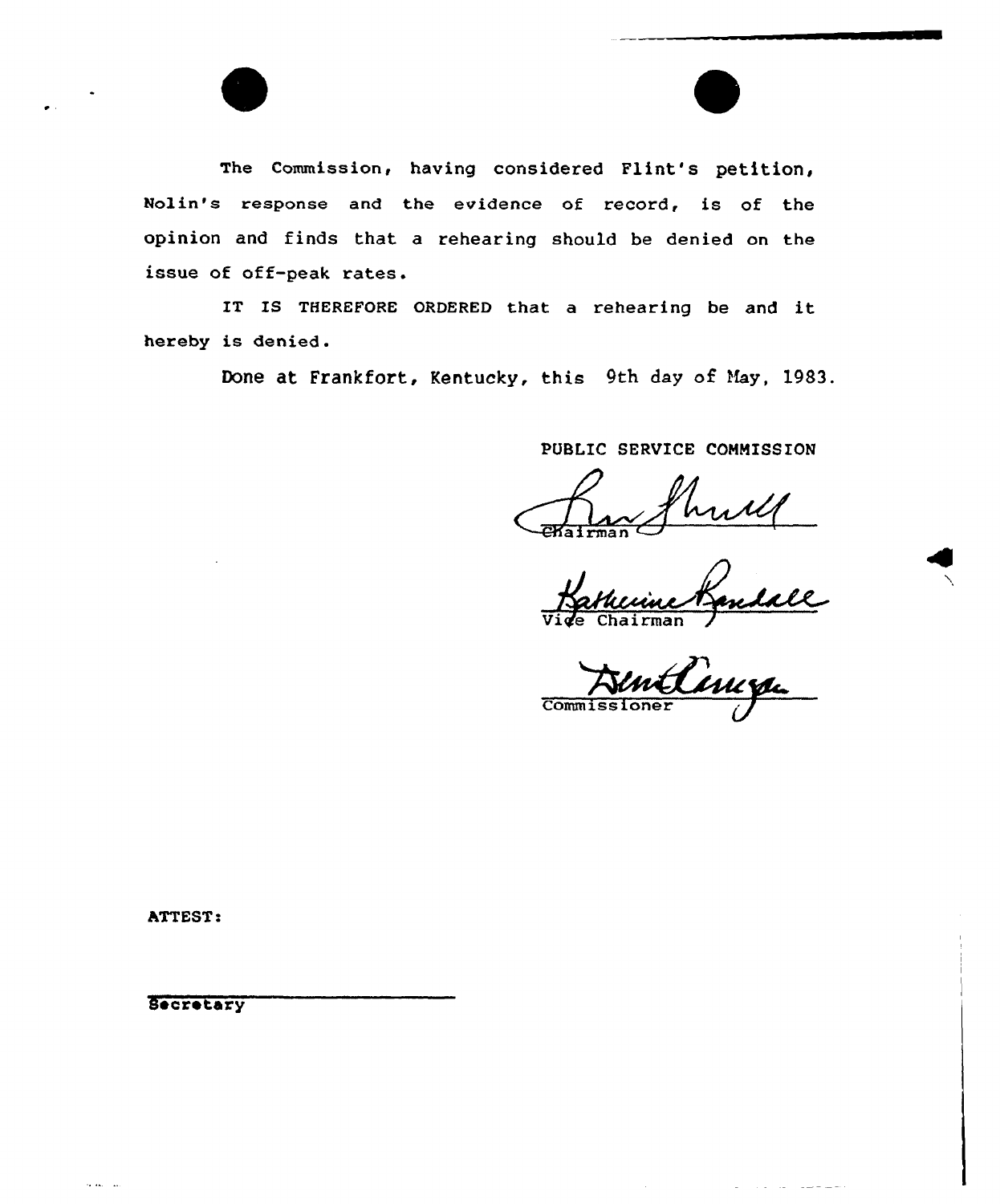The Commission, having considered Flint's petition, Nolin's response and the evidence of record, is of the opinion and finds that a rehearing should be denied on the issue of off-peak rates.

IT IS THEREFORE ORDERED that a rehearing be and it hereby is denied.

Done at Frankfort, Kentucky, this 9th day of May, 1983.

PUBLIC SERVICE COMMISSION

Chairman

Vice Chairman

Commissioner

ATTEST:

Secretary